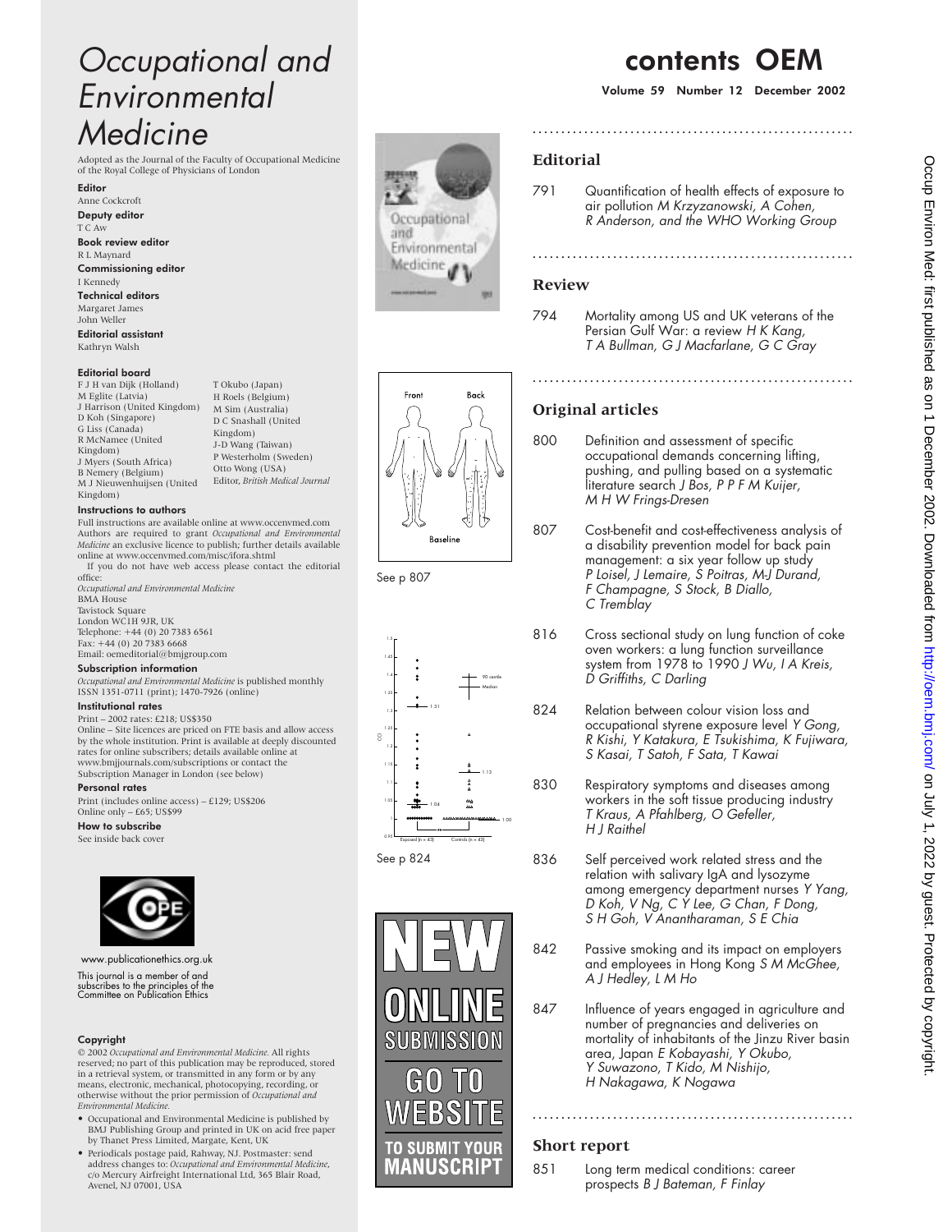# Occupational and Environmental Medicine

Adopted as the Journal of the Faculty of Occupational Medicine of the Royal College of Physicians of London

**Editor**
Anne Cockcroft

**Deputy editor**
T C Aw

**Book review editor**
R L Maynard

**Commissioning editor**
I Kennedy

**Technical editors**
Margaret James
John Weller

**Editorial assistant**
Kathryn Walsh

**Editorial board**

F J H van Dijk (Holland)
M Eglite (Latvia)
J Harrison (United Kingdom)
D Koh (Singapore)
G Liss (Canada)
R McNamee (United Kingdom)
J Myers (South Africa)
B Nemery (Belgium)
M J Nieuwenhuijsen (United Kingdom)
T Okubo (Japan)
H Roels (Belgium)
M Sim (Australia)
D C Snashall (United Kingdom)
J-D Wang (Taiwan)
P Westerholm (Sweden)
Otto Wong (USA)
Editor, *British Medical Journal*

**Instructions to authors**

Full instructions are available online at www.occenvmed.com
Authors are required to grant *Occupational and Environmental Medicine* an exclusive licence to publish; further details available online at www.occenvmed.com/misc/ifora.shtml

If you do not have web access please contact the editorial office:
*Occupational and Environmental Medicine*
BMA House
Tavistock Square
London WC1H 9JR, UK
Telephone: +44 (0) 20 7383 6561
Fax: +44 (0) 20 7383 6668
Email: oemeditorial@bmjgroup.com

**Subscription information**

*Occupational and Environmental Medicine* is published monthly
ISSN 1351-0711 (print); 1470-7926 (online)

**Institutional rates**

Print – 2002 rates: £218; US$350
Online – Site licences are priced on FTE basis and allow access by the whole institution. Print is available at deeply discounted rates for online subscribers; details available online at www.bmjjournals.com/subscriptions or contact the Subscription Manager in London (see below)

**Personal rates**

Print (includes online access) – £129; US$206
Online only – £65; US$99

**How to subscribe**

See inside back cover

www.publicationethics.org.uk

This journal is a member of and subscribes to the principles of the Committee on Publication Ethics

**Copyright**

© 2002 *Occupational and Environmental Medicine.* All rights reserved; no part of this publication may be reproduced, stored in a retrieval system, or transmitted in any form or by any means, electronic, mechanical, photocopying, recording, or otherwise without the prior permission of *Occupational and Environmental Medicine.*

- Occupational and Environmental Medicine is published by BMJ Publishing Group and printed in UK on acid free paper by Thanet Press Limited, Margate, Kent, UK
- Periodicals postage paid, Rahway, NJ. Postmaster: send address changes to: *Occupational and Environmental Medicine*, c/o Mercury Airfreight International Ltd, 365 Blair Road, Avenel, NJ 07001, USA

See p 807

See p 824

NEW ONLINE SUBMISSION GO TO WEBSITE TO SUBMIT YOUR MANUSCRIPT

# contents OEM

**Volume 59 Number 12 December 2002**

## Editorial

791 Quantification of health effects of exposure to air pollution *M Krzyzanowski, A Cohen, R Anderson, and the WHO Working Group*

## Review

794 Mortality among US and UK veterans of the Persian Gulf War: a review *H K Kang, T A Bullman, G J Macfarlane, G C Gray*

## Original articles

800 Definition and assessment of specific occupational demands concerning lifting, pushing, and pulling based on a systematic literature search *J Bos, P P F M Kuijer, M H W Frings-Dresen*

807 Cost-benefit and cost-effectiveness analysis of a disability prevention model for back pain management: a six year follow up study *P Loisel, J Lemaire, S Poitras, M-J Durand, F Champagne, S Stock, B Diallo, C Tremblay*

816 Cross sectional study on lung function of coke oven workers: a lung function surveillance system from 1978 to 1990 *J Wu, I A Kreis, D Griffiths, C Darling*

824 Relation between colour vision loss and occupational styrene exposure level *Y Gong, R Kishi, Y Katakura, E Tsukishima, K Fujiwara, S Kasai, T Satoh, F Sata, T Kawai*

830 Respiratory symptoms and diseases among workers in the soft tissue producing industry *T Kraus, A Pfahlberg, O Gefeller, H J Raithel*

836 Self perceived work related stress and the relation with salivary IgA and lysozyme among emergency department nurses *Y Yang, D Koh, V Ng, C Y Lee, G Chan, F Dong, S H Goh, V Anantharaman, S E Chia*

842 Passive smoking and its impact on employers and employees in Hong Kong *S M McGhee, A J Hedley, L M Ho*

847 Influence of years engaged in agriculture and number of pregnancies and deliveries on mortality of inhabitants of the Jinzu River basin area, Japan *E Kobayashi, Y Okubo, Y Suwazono, T Kido, M Nishijo, H Nakagawa, K Nogawa*

## Short report

851 Long term medical conditions: career prospects *B J Bateman, F Finlay*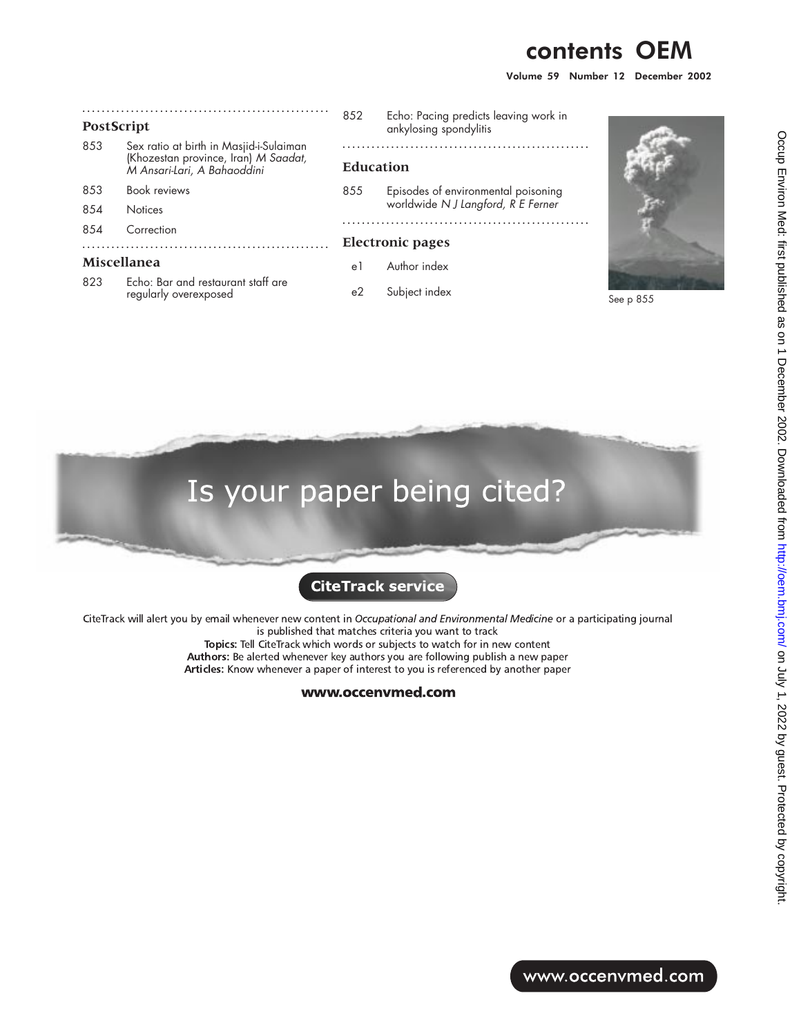# contents OEM

### PostScript

853 Sex ratio at birth in Masjid-i-Sulaiman (Khozestan province, Iran) *M Saadat, M Ansari-Lari, A Bahaoddini*

853 Book reviews

854 Notices

854 Correction

### Miscellanea

823 Echo: Bar and restaurant staff are regularly overexposed

852 Echo: Pacing predicts leaving work in ankylosing spondylitis

### Education

855 Episodes of environmental poisoning worldwide *N J Langford, R E Ferner*

### Electronic pages

e1 Author index

e2 Subject index

See p 855

## Is your paper being cited?

**CiteTrack service**

CiteTrack will alert you by email whenever new content in *Occupational and Environmental Medicine* or a participating journal is published that matches criteria you want to track

**Topics:** Tell CiteTrack which words or subjects to watch for in new content

**Authors:** Be alerted whenever key authors you are following publish a new paper

**Articles:** Know whenever a paper of interest to you is referenced by another paper

**www.occenvmed.com**